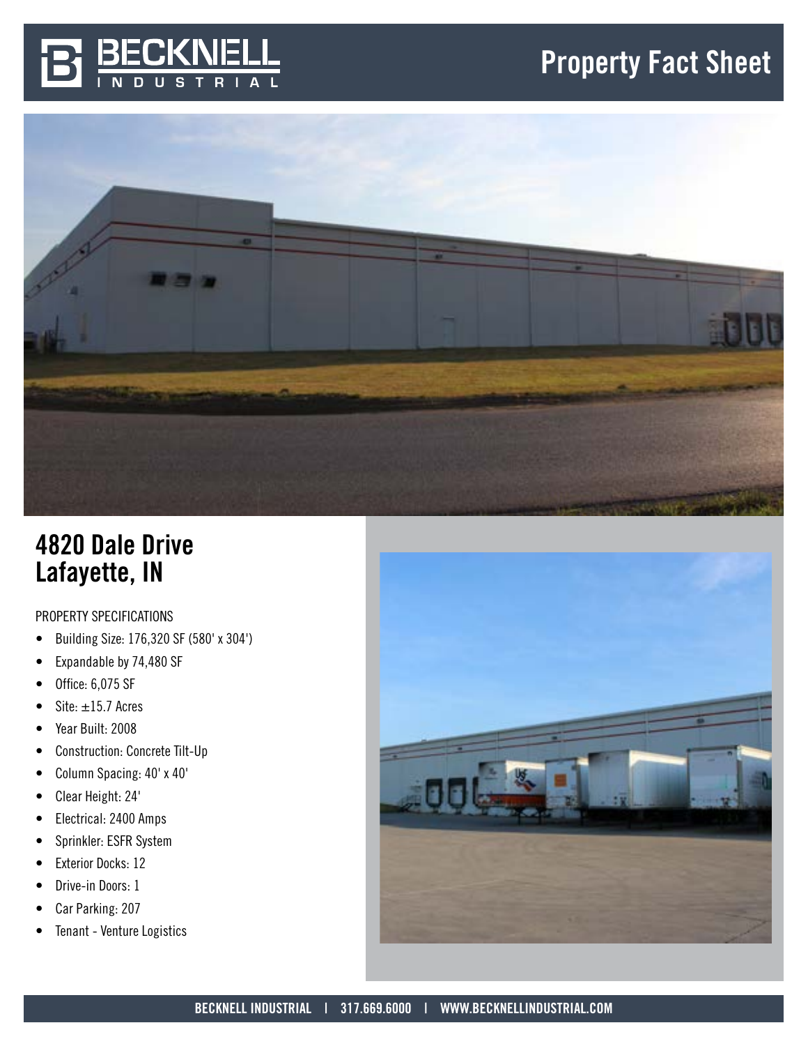# Property Fact Sheet

## 4820 Dale Drive
## Lafayette, IN

PROPERTY SPECIFICATIONS

- Building Size: 176,320 SF (580' x 304')
- Expandable by 74,480 SF
- Office: 6,075 SF
- Site: ±15.7 Acres
- Year Built: 2008
- Construction: Concrete Tilt-Up
- Column Spacing: 40' x 40'
- Clear Height: 24'
- Electrical: 2400 Amps
- Sprinkler: ESFR System
- Exterior Docks: 12
- Drive-in Doors: 1
- Car Parking: 207
- Tenant - Venture Logistics

BECKNELL INDUSTRIAL | 317.669.6000 | WWW.BECKNELLINDUSTRIAL.COM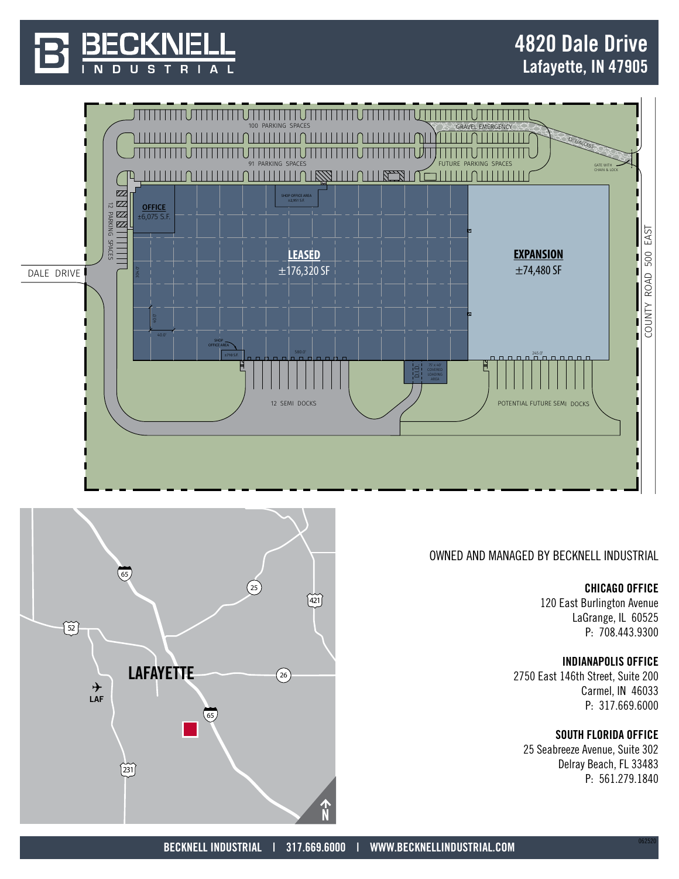# BECKNELL INDUSTRIAL

## 4820 Dale Drive
## Lafayette, IN 47905

100 PARKING SPACES

GRAVEL EMERGENCY

EXIT/ACCESS

91 PARKING SPACES

FUTURE PARKING SPACES

GATE WITH CHAIN & LOCK

SHOP OFFICE AREA ±2,951 S.F.

12 PARKING SPACES

**OFFICE**
±6,075 S.F.

DALE DRIVE

**LEASED**
±176,320 SF

**EXPANSION**
±74,480 SF

COUNTY ROAD 500 EAST

304.0'

40.0'

40.0'

SHOP OFFICE AREA

±710 S.F.

580.0'

245.0'

75' x 40' COVERED LOADING AREA

12 SEMI DOCKS

POTENTIAL FUTURE SEMI DOCKS

65

25

421

52

LAFAYETTE

26

LAF

65

231

N

OWNED AND MANAGED BY BECKNELL INDUSTRIAL

**CHICAGO OFFICE**
120 East Burlington Avenue
LaGrange, IL 60525
P: 708.443.9300

**INDIANAPOLIS OFFICE**
2750 East 146th Street, Suite 200
Carmel, IN 46033
P: 317.669.6000

**SOUTH FLORIDA OFFICE**
25 Seabreeze Avenue, Suite 302
Delray Beach, FL 33483
P: 561.279.1840

BECKNELL INDUSTRIAL | 317.669.6000 | WWW.BECKNELLINDUSTRIAL.COM

062520